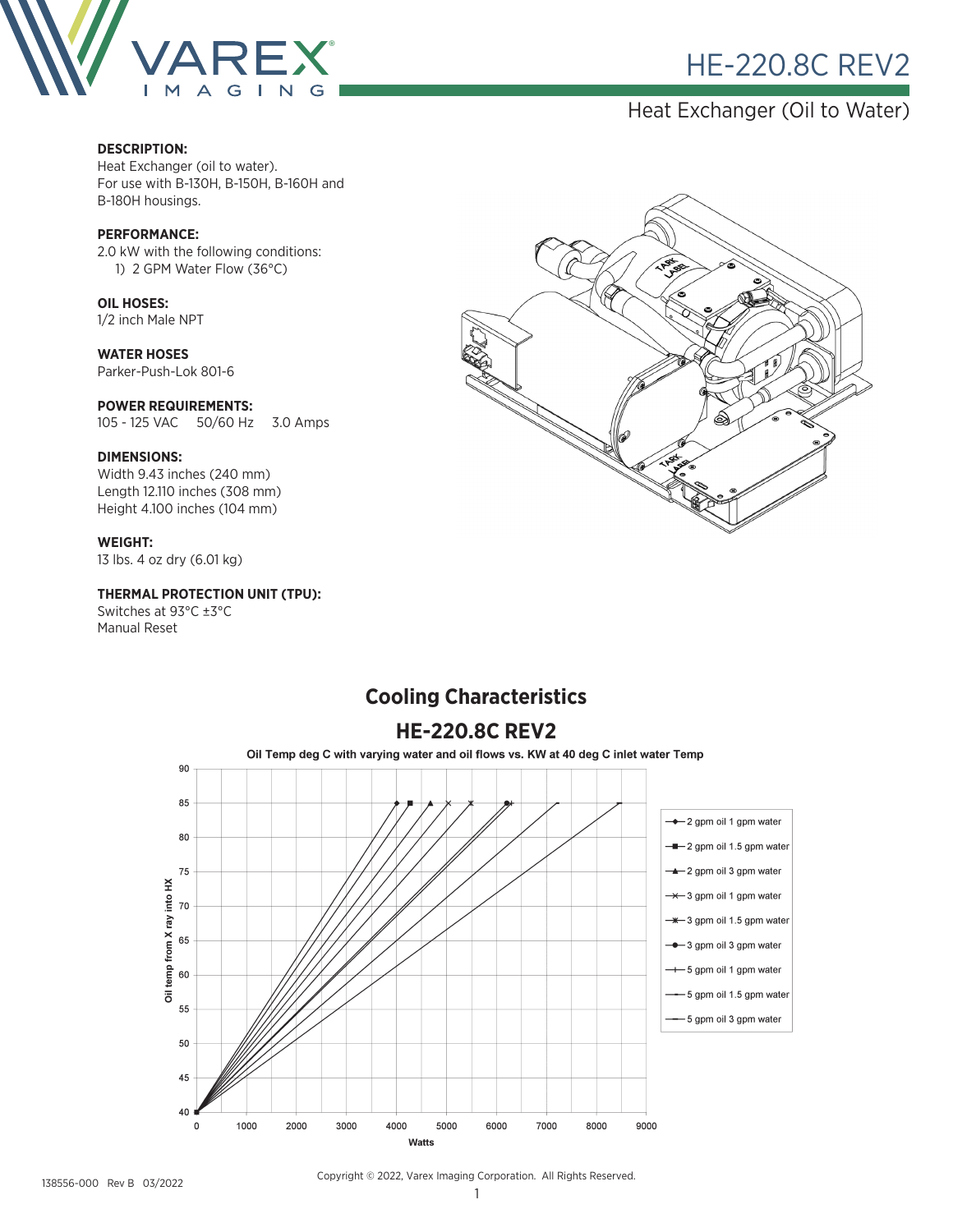# HE-220.8C REV2

## Heat Exchanger (Oil to Water)

**DESCRIPTION:**
Heat Exchanger (oil to water).
For use with B-130H, B-150H, B-160H and B-180H housings.

**PERFORMANCE:**
2.0 kW with the following conditions:
1) 2 GPM Water Flow (36°C)

**OIL HOSES:**
1/2 inch Male NPT

**WATER HOSES**
Parker-Push-Lok 801-6

**POWER REQUIREMENTS:**
105 - 125 VAC    50/60 Hz    3.0 Amps

**DIMENSIONS:**
Width 9.43 inches (240 mm)
Length 12.110 inches (308 mm)
Height 4.100 inches (104 mm)

**WEIGHT:**
13 lbs. 4 oz dry (6.01 kg)

**THERMAL PROTECTION UNIT (TPU):**
Switches at 93°C ±3°C
Manual Reset

## Cooling Characteristics

### HE-220.8C REV2

Oil Temp deg C with varying water and oil flows vs. KW at 40 deg C inlet water Temp

Legend:
- 2 gpm oil 1 gpm water
- 2 gpm oil 1.5 gpm water
- 2 gpm oil 3 gpm water
- 3 gpm oil 1 gpm water
- 3 gpm oil 1.5 gpm water
- 3 gpm oil 3 gpm water
- 5 gpm oil 1 gpm water
- 5 gpm oil 1.5 gpm water
- 5 gpm oil 3 gpm water

Y-axis: Oil temp from X ray into HX (40–90)
X-axis: Watts (0–9000)

138556-000 Rev B 03/2022

Copyright © 2022, Varex Imaging Corporation. All Rights Reserved.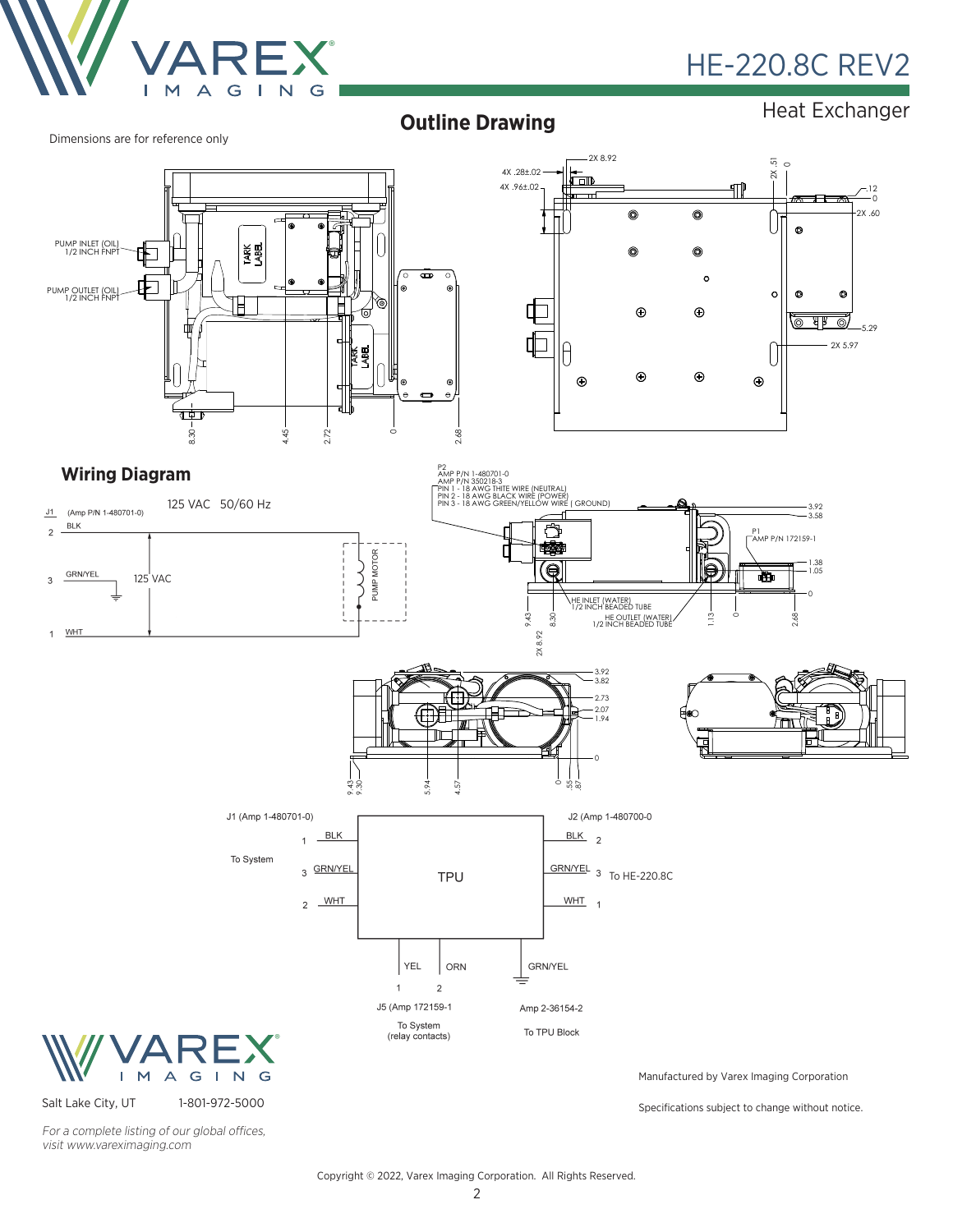# HE-220.8C REV2

Heat Exchanger

## Outline Drawing

Dimensions are for reference only

PUMP INLET (OIL)
1/2 INCH FNPT

PUMP OUTLET (OIL)
1/2 INCH FNPT

TARK LABEL

TARK LABEL

8.30
4.45
2.72
0
2.68

4X .28±.02
4X .96±.02
2X 8.92
2X .51
0
.12
0
2X .60
5.29
2X 5.97

## Wiring Diagram

P2
AMP P/N 1-480701-0
AMP P/N 350218-3
PIN 1 - 18 AWG THITE WIRE (NEUTRAL)
PIN 2 - 18 AWG BLACK WIRE (POWER)
PIN 3 - 18 AWG GREEN/YELLOW WIRE ( GROUND)

3.92
3.58

P1
AMP P/N 172159-1

1.38
1.05
0

HE INLET (WATER)
1/2 INCH BEADED TUBE

HE OUTLET (WATER)
1/2 INCH BEADED TUBE

9.43
8.30
2X 8.92
1.13
0
2.68

J1 (Amp P/N 1-480701-0)

125 VAC 50/60 Hz

2 BLK
3 GRN/YEL
1 WHT

125 VAC

PUMP MOTOR

3.92
3.82
2.73
2.07
1.94
0

9.43
9.30
5.94
4.57
0
.55
.87

J1 (Amp 1-480701-0)

To System

1 BLK
3 GRN/YEL
2 WHT

TPU

J2 (Amp 1-480700-0

BLK 2
GRN/YEL 3
WHT 1

To HE-220.8C

YEL
ORN
1
2

J5 (Amp 172159-1

To System
(relay contacts)

GRN/YEL

Amp 2-36154-2

To TPU Block

Salt Lake City, UT 1-801-972-5000

*For a complete listing of our global offices, visit www.vareximaging.com*

Manufactured by Varex Imaging Corporation

Specifications subject to change without notice.

Copyright © 2022, Varex Imaging Corporation. All Rights Reserved.